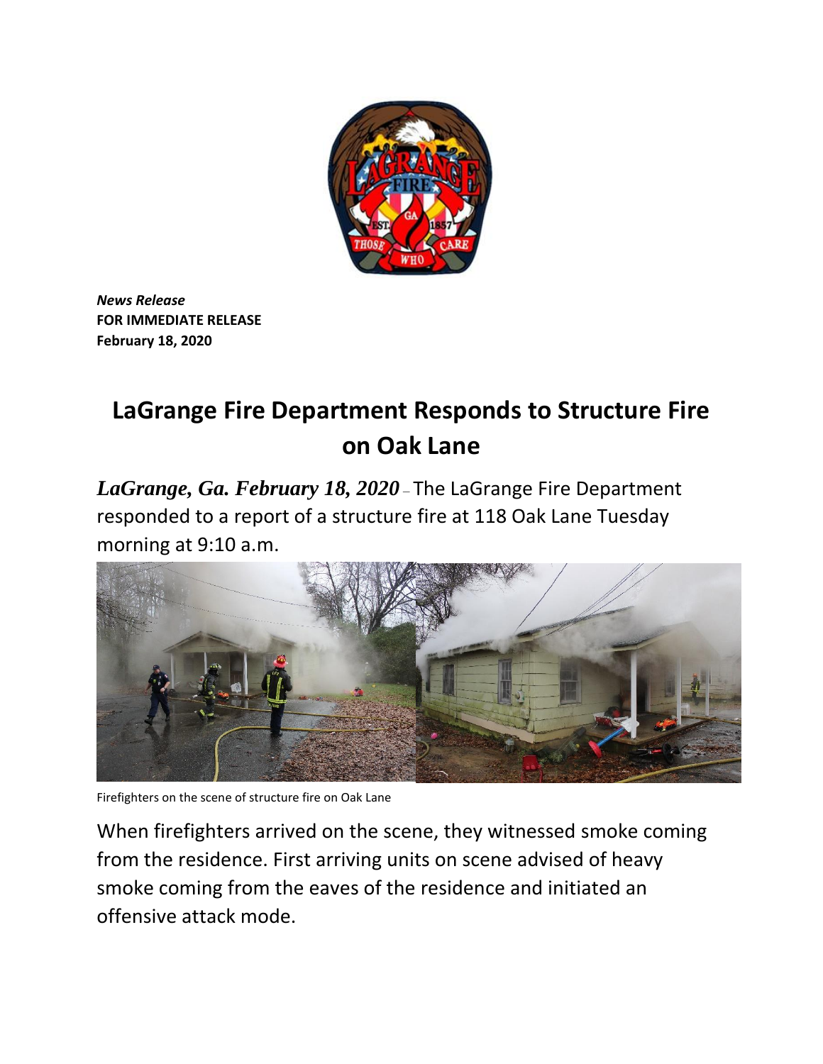*News Release*
**FOR IMMEDIATE RELEASE**
**February 18, 2020**

# LaGrange Fire Department Responds to Structure Fire on Oak Lane

***LaGrange, Ga. February 18, 2020*** – The LaGrange Fire Department responded to a report of a structure fire at 118 Oak Lane Tuesday morning at 9:10 a.m.

Firefighters on the scene of structure fire on Oak Lane

When firefighters arrived on the scene, they witnessed smoke coming from the residence. First arriving units on scene advised of heavy smoke coming from the eaves of the residence and initiated an offensive attack mode.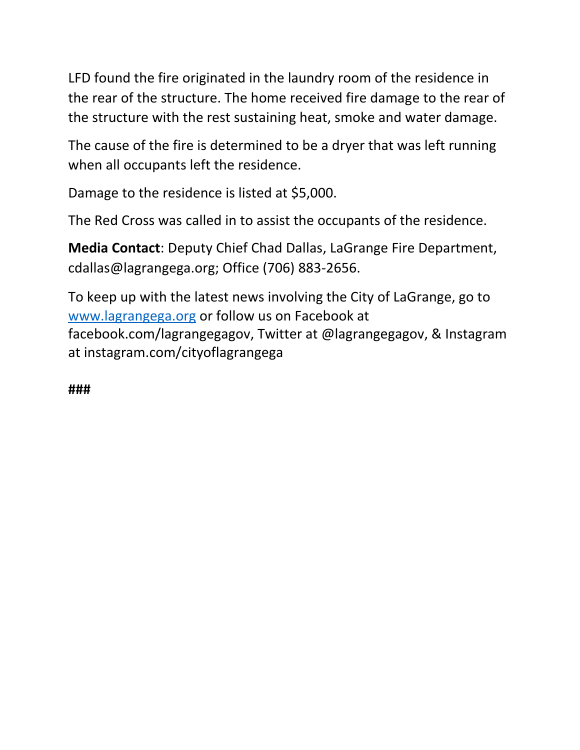LFD found the fire originated in the laundry room of the residence in the rear of the structure. The home received fire damage to the rear of the structure with the rest sustaining heat, smoke and water damage.

The cause of the fire is determined to be a dryer that was left running when all occupants left the residence.

Damage to the residence is listed at $5,000.

The Red Cross was called in to assist the occupants of the residence.

**Media Contact**: Deputy Chief Chad Dallas, LaGrange Fire Department, cdallas@lagrangega.org; Office (706) 883-2656.

To keep up with the latest news involving the City of LaGrange, go to [www.lagrangega.org](http://www.lagrangega.org) or follow us on Facebook at facebook.com/lagrangegagov, Twitter at @lagrangegagov, & Instagram at instagram.com/cityoflagrangega

**###**